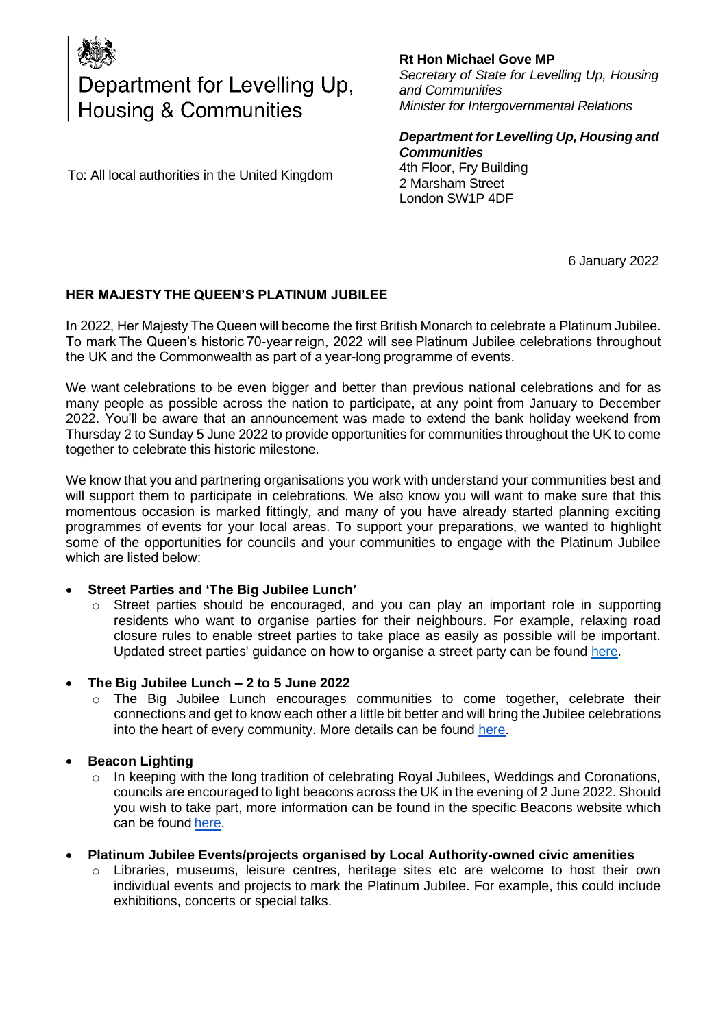Department for Levelling Up, Housing & Communities

**Rt Hon Michael Gove MP**
*Secretary of State for Levelling Up, Housing and Communities*
*Minister for Intergovernmental Relations*

***Department for Levelling Up, Housing and Communities***
4th Floor, Fry Building
2 Marsham Street
London SW1P 4DF

To: All local authorities in the United Kingdom

6 January 2022

**HER MAJESTY THE QUEEN'S PLATINUM JUBILEE**

In 2022, Her Majesty The Queen will become the first British Monarch to celebrate a Platinum Jubilee. To mark The Queen's historic 70-year reign, 2022 will see Platinum Jubilee celebrations throughout the UK and the Commonwealth as part of a year-long programme of events.

We want celebrations to be even bigger and better than previous national celebrations and for as many people as possible across the nation to participate, at any point from January to December 2022. You'll be aware that an announcement was made to extend the bank holiday weekend from Thursday 2 to Sunday 5 June 2022 to provide opportunities for communities throughout the UK to come together to celebrate this historic milestone.

We know that you and partnering organisations you work with understand your communities best and will support them to participate in celebrations. We also know you will want to make sure that this momentous occasion is marked fittingly, and many of you have already started planning exciting programmes of events for your local areas. To support your preparations, we wanted to highlight some of the opportunities for councils and your communities to engage with the Platinum Jubilee which are listed below:

- **Street Parties and 'The Big Jubilee Lunch'**
    - Street parties should be encouraged, and you can play an important role in supporting residents who want to organise parties for their neighbours. For example, relaxing road closure rules to enable street parties to take place as easily as possible will be important. Updated street parties' guidance on how to organise a street party can be found here.

- **The Big Jubilee Lunch – 2 to 5 June 2022**
    - The Big Jubilee Lunch encourages communities to come together, celebrate their connections and get to know each other a little bit better and will bring the Jubilee celebrations into the heart of every community. More details can be found here.

- **Beacon Lighting**
    - In keeping with the long tradition of celebrating Royal Jubilees, Weddings and Coronations, councils are encouraged to light beacons across the UK in the evening of 2 June 2022. Should you wish to take part, more information can be found in the specific Beacons website which can be found here.

- **Platinum Jubilee Events/projects organised by Local Authority-owned civic amenities**
    - Libraries, museums, leisure centres, heritage sites etc are welcome to host their own individual events and projects to mark the Platinum Jubilee. For example, this could include exhibitions, concerts or special talks.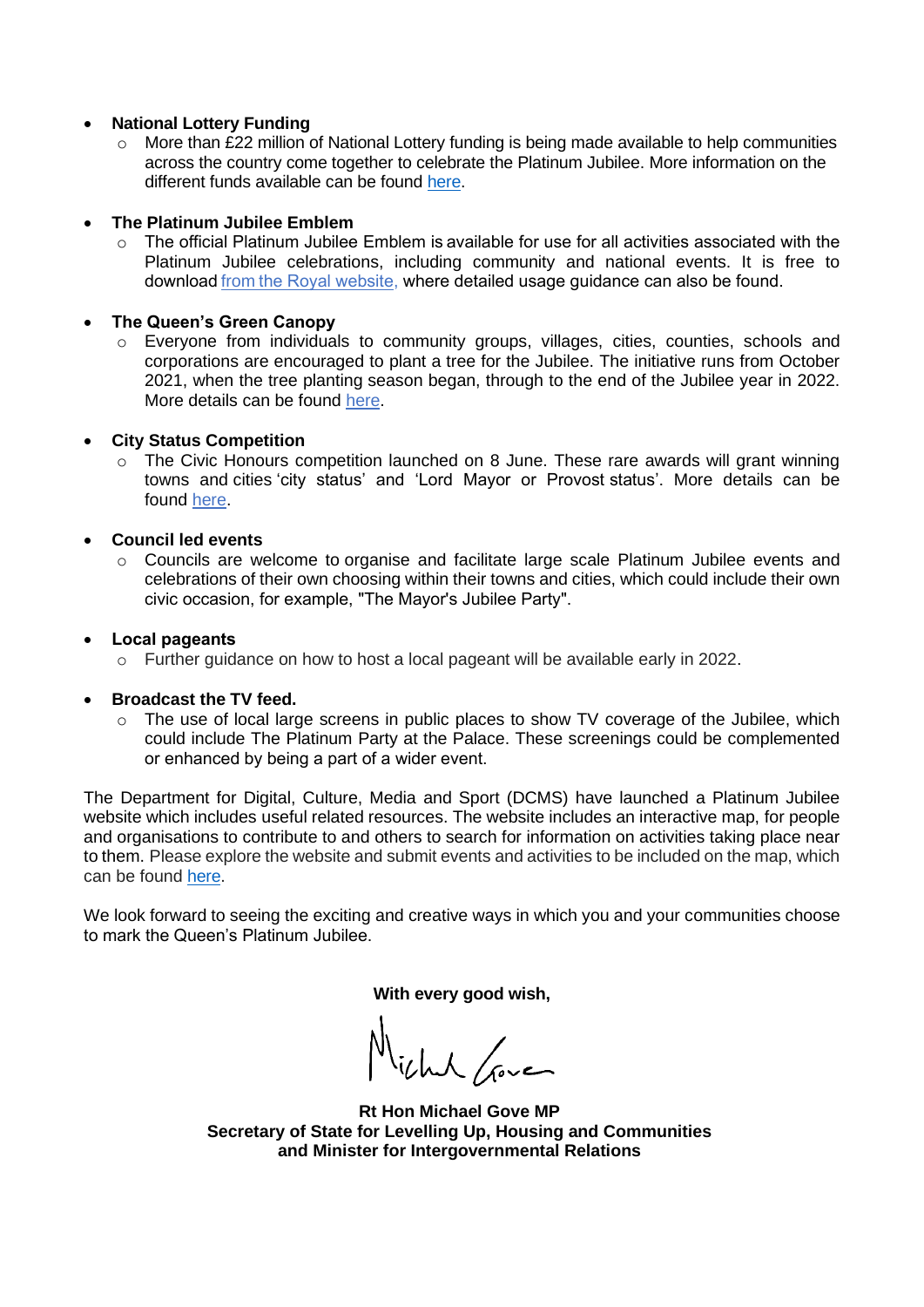- **National Lottery Funding**
  - More than £22 million of National Lottery funding is being made available to help communities across the country come together to celebrate the Platinum Jubilee. More information on the different funds available can be found here.
- **The Platinum Jubilee Emblem**
  - The official Platinum Jubilee Emblem is available for use for all activities associated with the Platinum Jubilee celebrations, including community and national events. It is free to download from the Royal website, where detailed usage guidance can also be found.
- **The Queen's Green Canopy**
  - Everyone from individuals to community groups, villages, cities, counties, schools and corporations are encouraged to plant a tree for the Jubilee. The initiative runs from October 2021, when the tree planting season began, through to the end of the Jubilee year in 2022. More details can be found here.
- **City Status Competition**
  - The Civic Honours competition launched on 8 June. These rare awards will grant winning towns and cities 'city status' and 'Lord Mayor or Provost status'. More details can be found here.
- **Council led events**
  - Councils are welcome to organise and facilitate large scale Platinum Jubilee events and celebrations of their own choosing within their towns and cities, which could include their own civic occasion, for example, "The Mayor's Jubilee Party".
- **Local pageants**
  - Further guidance on how to host a local pageant will be available early in 2022.
- **Broadcast the TV feed.**
  - The use of local large screens in public places to show TV coverage of the Jubilee, which could include The Platinum Party at the Palace. These screenings could be complemented or enhanced by being a part of a wider event.

The Department for Digital, Culture, Media and Sport (DCMS) have launched a Platinum Jubilee website which includes useful related resources. The website includes an interactive map, for people and organisations to contribute to and others to search for information on activities taking place near to them. Please explore the website and submit events and activities to be included on the map, which can be found here.

We look forward to seeing the exciting and creative ways in which you and your communities choose to mark the Queen's Platinum Jubilee.

**With every good wish,**

Michael Gove

**Rt Hon Michael Gove MP**
**Secretary of State for Levelling Up, Housing and Communities**
**and Minister for Intergovernmental Relations**